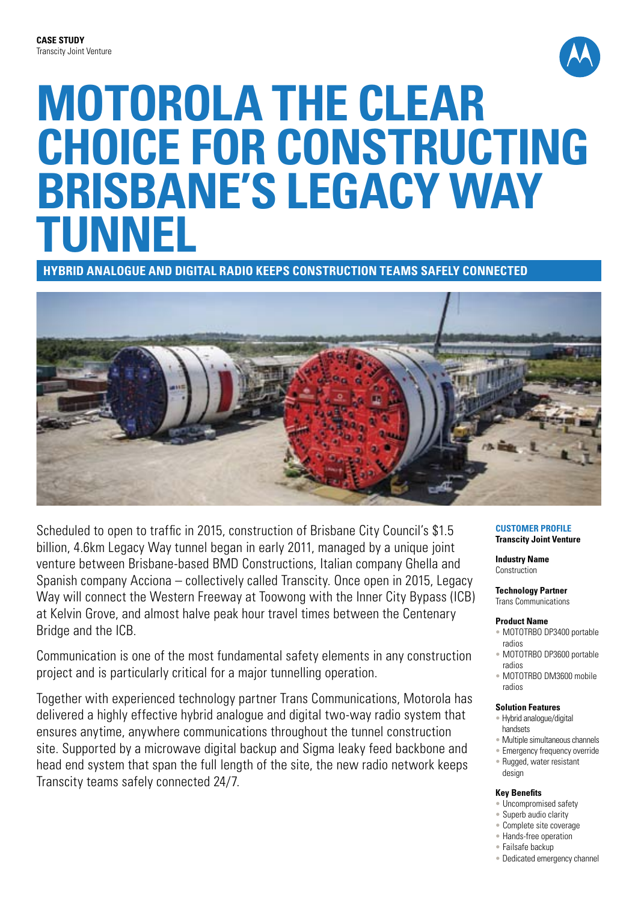**CASE STUDY**
Transcity Joint Venture

# MOTOROLA THE CLEAR CHOICE FOR CONSTRUCTING BRISBANE'S LEGACY WAY TUNNEL

## HYBRID ANALOGUE AND DIGITAL RADIO KEEPS CONSTRUCTION TEAMS SAFELY CONNECTED

Scheduled to open to traffic in 2015, construction of Brisbane City Council's $1.5 billion, 4.6km Legacy Way tunnel began in early 2011, managed by a unique joint venture between Brisbane-based BMD Constructions, Italian company Ghella and Spanish company Acciona – collectively called Transcity. Once open in 2015, Legacy Way will connect the Western Freeway at Toowong with the Inner City Bypass (ICB) at Kelvin Grove, and almost halve peak hour travel times between the Centenary Bridge and the ICB.

Communication is one of the most fundamental safety elements in any construction project and is particularly critical for a major tunnelling operation.

Together with experienced technology partner Trans Communications, Motorola has delivered a highly effective hybrid analogue and digital two-way radio system that ensures anytime, anywhere communications throughout the tunnel construction site. Supported by a microwave digital backup and Sigma leaky feed backbone and head end system that span the full length of the site, the new radio network keeps Transcity teams safely connected 24/7.

### CUSTOMER PROFILE

**Transcity Joint Venture**

**Industry Name**
Construction

**Technology Partner**
Trans Communications

**Product Name**
- MOTOTRBO DP3400 portable radios
- MOTOTRBO DP3600 portable radios
- MOTOTRBO DM3600 mobile radios

**Solution Features**
- Hybrid analogue/digital handsets
- Multiple simultaneous channels
- Emergency frequency override
- Rugged, water resistant design

**Key Benefits**
- Uncompromised safety
- Superb audio clarity
- Complete site coverage
- Hands-free operation
- Failsafe backup
- Dedicated emergency channel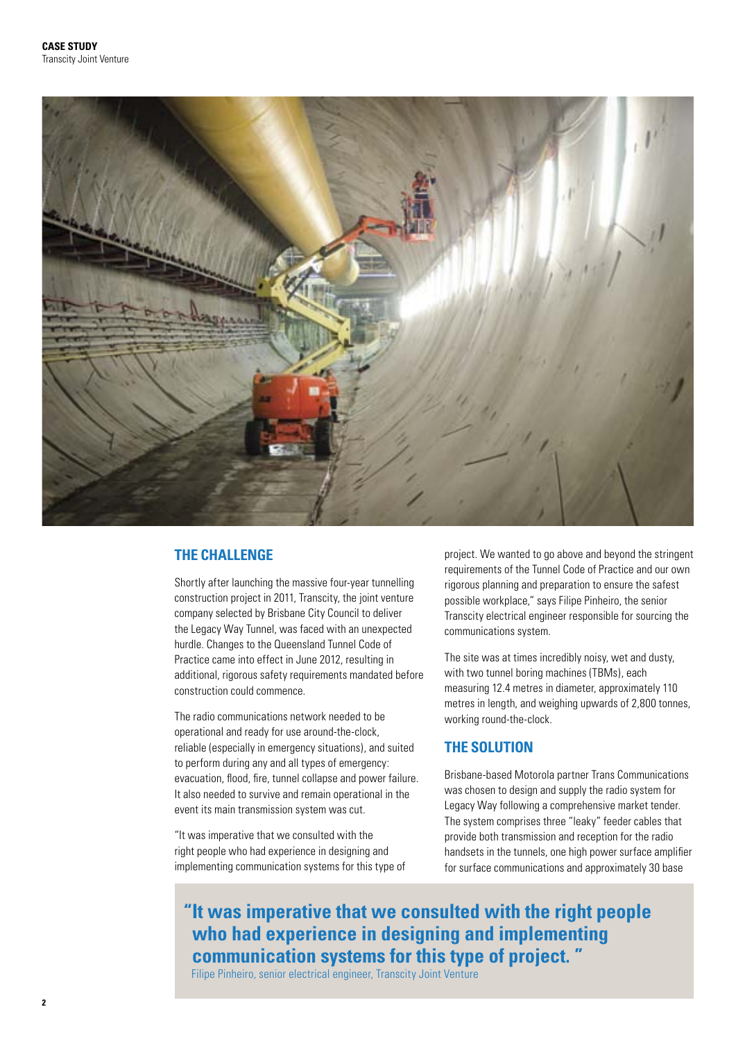**CASE STUDY**
Transcity Joint Venture

## THE CHALLENGE

Shortly after launching the massive four-year tunnelling construction project in 2011, Transcity, the joint venture company selected by Brisbane City Council to deliver the Legacy Way Tunnel, was faced with an unexpected hurdle. Changes to the Queensland Tunnel Code of Practice came into effect in June 2012, resulting in additional, rigorous safety requirements mandated before construction could commence.

The radio communications network needed to be operational and ready for use around-the-clock, reliable (especially in emergency situations), and suited to perform during any and all types of emergency: evacuation, flood, fire, tunnel collapse and power failure. It also needed to survive and remain operational in the event its main transmission system was cut.

"It was imperative that we consulted with the right people who had experience in designing and implementing communication systems for this type of project. We wanted to go above and beyond the stringent requirements of the Tunnel Code of Practice and our own rigorous planning and preparation to ensure the safest possible workplace," says Filipe Pinheiro, the senior Transcity electrical engineer responsible for sourcing the communications system.

The site was at times incredibly noisy, wet and dusty, with two tunnel boring machines (TBMs), each measuring 12.4 metres in diameter, approximately 110 metres in length, and weighing upwards of 2,800 tonnes, working round-the-clock.

## THE SOLUTION

Brisbane-based Motorola partner Trans Communications was chosen to design and supply the radio system for Legacy Way following a comprehensive market tender. The system comprises three "leaky" feeder cables that provide both transmission and reception for the radio handsets in the tunnels, one high power surface amplifier for surface communications and approximately 30 base

> **"It was imperative that we consulted with the right people who had experience in designing and implementing communication systems for this type of project."**
>
> Filipe Pinheiro, senior electrical engineer, Transcity Joint Venture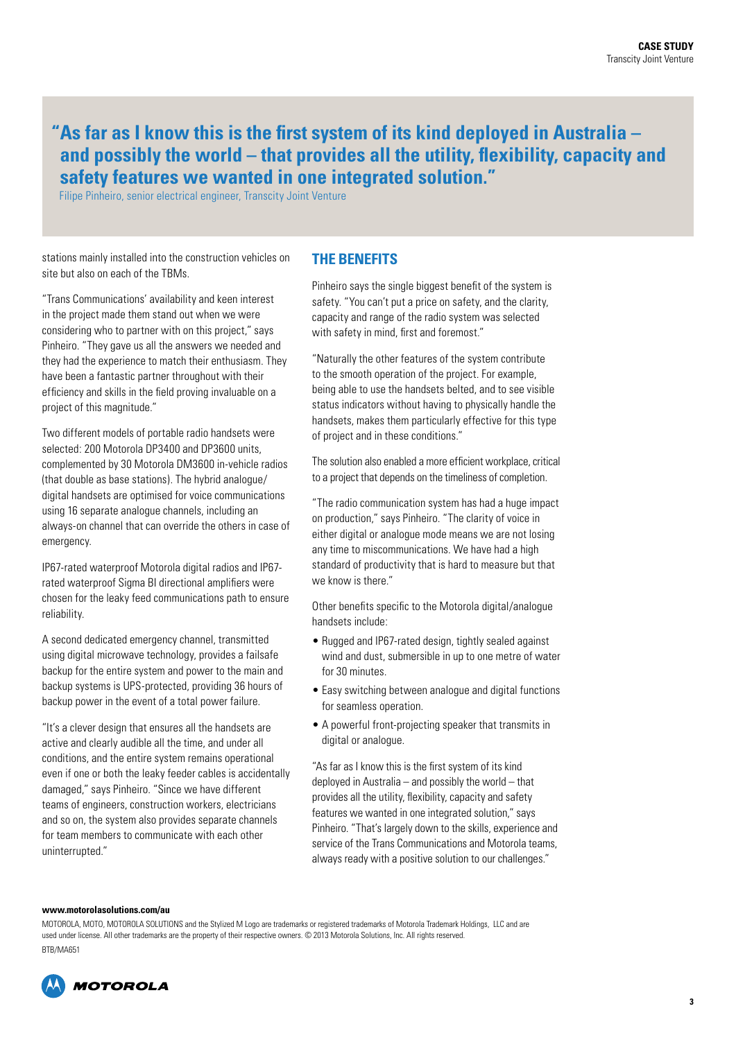> **"As far as I know this is the first system of its kind deployed in Australia – and possibly the world – that provides all the utility, flexibility, capacity and safety features we wanted in one integrated solution."**
> Filipe Pinheiro, senior electrical engineer, Transcity Joint Venture

stations mainly installed into the construction vehicles on site but also on each of the TBMs.

"Trans Communications' availability and keen interest in the project made them stand out when we were considering who to partner with on this project," says Pinheiro. "They gave us all the answers we needed and they had the experience to match their enthusiasm. They have been a fantastic partner throughout with their efficiency and skills in the field proving invaluable on a project of this magnitude."

Two different models of portable radio handsets were selected: 200 Motorola DP3400 and DP3600 units, complemented by 30 Motorola DM3600 in-vehicle radios (that double as base stations). The hybrid analogue/digital handsets are optimised for voice communications using 16 separate analogue channels, including an always-on channel that can override the others in case of emergency.

IP67-rated waterproof Motorola digital radios and IP67-rated waterproof Sigma BI directional amplifiers were chosen for the leaky feed communications path to ensure reliability.

A second dedicated emergency channel, transmitted using digital microwave technology, provides a failsafe backup for the entire system and power to the main and backup systems is UPS-protected, providing 36 hours of backup power in the event of a total power failure.

"It's a clever design that ensures all the handsets are active and clearly audible all the time, and under all conditions, and the entire system remains operational even if one or both the leaky feeder cables is accidentally damaged," says Pinheiro. "Since we have different teams of engineers, construction workers, electricians and so on, the system also provides separate channels for team members to communicate with each other uninterrupted."

## THE BENEFITS

Pinheiro says the single biggest benefit of the system is safety. "You can't put a price on safety, and the clarity, capacity and range of the radio system was selected with safety in mind, first and foremost."

"Naturally the other features of the system contribute to the smooth operation of the project. For example, being able to use the handsets belted, and to see visible status indicators without having to physically handle the handsets, makes them particularly effective for this type of project and in these conditions."

The solution also enabled a more efficient workplace, critical to a project that depends on the timeliness of completion.

"The radio communication system has had a huge impact on production," says Pinheiro. "The clarity of voice in either digital or analogue mode means we are not losing any time to miscommunications. We have had a high standard of productivity that is hard to measure but that we know is there."

Other benefits specific to the Motorola digital/analogue handsets include:

- Rugged and IP67-rated design, tightly sealed against wind and dust, submersible in up to one metre of water for 30 minutes.
- Easy switching between analogue and digital functions for seamless operation.
- A powerful front-projecting speaker that transmits in digital or analogue.

"As far as I know this is the first system of its kind deployed in Australia – and possibly the world – that provides all the utility, flexibility, capacity and safety features we wanted in one integrated solution," says Pinheiro. "That's largely down to the skills, experience and service of the Trans Communications and Motorola teams, always ready with a positive solution to our challenges."

**www.motorolasolutions.com/au**

MOTOROLA, MOTO, MOTOROLA SOLUTIONS and the Stylized M Logo are trademarks or registered trademarks of Motorola Trademark Holdings, LLC and are used under license. All other trademarks are the property of their respective owners. © 2013 Motorola Solutions, Inc. All rights reserved.
BTB/MA651